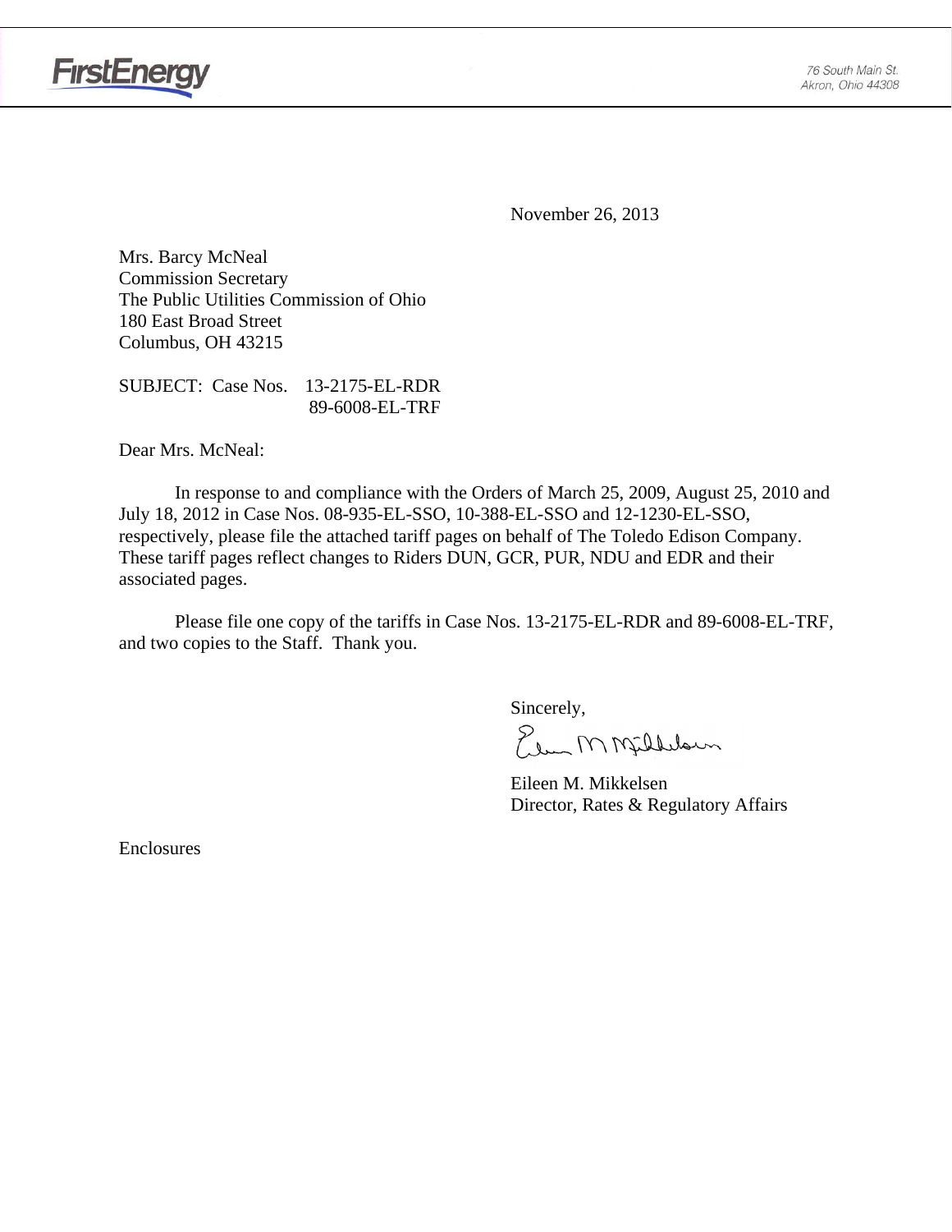FirstEnergy

76 South Main St.
Akron, Ohio 44308

November 26, 2013

Mrs. Barcy McNeal
Commission Secretary
The Public Utilities Commission of Ohio
180 East Broad Street
Columbus, OH 43215

SUBJECT: Case Nos. 13-2175-EL-RDR
89-6008-EL-TRF

Dear Mrs. McNeal:

In response to and compliance with the Orders of March 25, 2009, August 25, 2010 and July 18, 2012 in Case Nos. 08-935-EL-SSO, 10-388-EL-SSO and 12-1230-EL-SSO, respectively, please file the attached tariff pages on behalf of The Toledo Edison Company. These tariff pages reflect changes to Riders DUN, GCR, PUR, NDU and EDR and their associated pages.

Please file one copy of the tariffs in Case Nos. 13-2175-EL-RDR and 89-6008-EL-TRF, and two copies to the Staff. Thank you.

Sincerely,

Eileen M. Mikkelsen
Director, Rates & Regulatory Affairs

Enclosures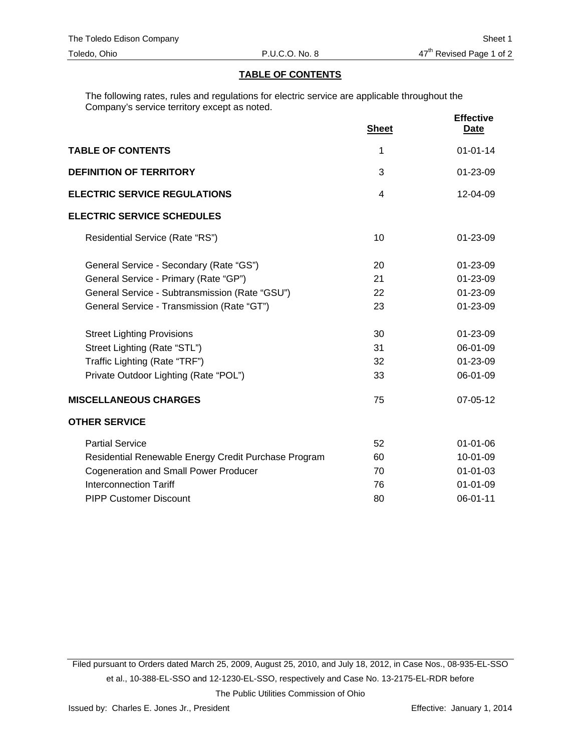## TABLE OF CONTENTS

The following rates, rules and regulations for electric service are applicable throughout the Company's service territory except as noted.

| | Sheet | Effective Date |
|---|---|---|
| **TABLE OF CONTENTS** | 1 | 01-01-14 |
| **DEFINITION OF TERRITORY** | 3 | 01-23-09 |
| **ELECTRIC SERVICE REGULATIONS** | 4 | 12-04-09 |
| **ELECTRIC SERVICE SCHEDULES** | | |
| Residential Service (Rate "RS") | 10 | 01-23-09 |
| General Service - Secondary (Rate "GS") | 20 | 01-23-09 |
| General Service - Primary (Rate "GP") | 21 | 01-23-09 |
| General Service - Subtransmission (Rate "GSU") | 22 | 01-23-09 |
| General Service - Transmission (Rate "GT") | 23 | 01-23-09 |
| Street Lighting Provisions | 30 | 01-23-09 |
| Street Lighting (Rate "STL") | 31 | 06-01-09 |
| Traffic Lighting (Rate "TRF") | 32 | 01-23-09 |
| Private Outdoor Lighting (Rate "POL") | 33 | 06-01-09 |
| **MISCELLANEOUS CHARGES** | 75 | 07-05-12 |
| **OTHER SERVICE** | | |
| Partial Service | 52 | 01-01-06 |
| Residential Renewable Energy Credit Purchase Program | 60 | 10-01-09 |
| Cogeneration and Small Power Producer | 70 | 01-01-03 |
| Interconnection Tariff | 76 | 01-01-09 |
| PIPP Customer Discount | 80 | 06-01-11 |

Filed pursuant to Orders dated March 25, 2009, August 25, 2010, and July 18, 2012, in Case Nos., 08-935-EL-SSO et al., 10-388-EL-SSO and 12-1230-EL-SSO, respectively and Case No. 13-2175-EL-RDR before The Public Utilities Commission of Ohio

Issued by: Charles E. Jones Jr., President — Effective: January 1, 2014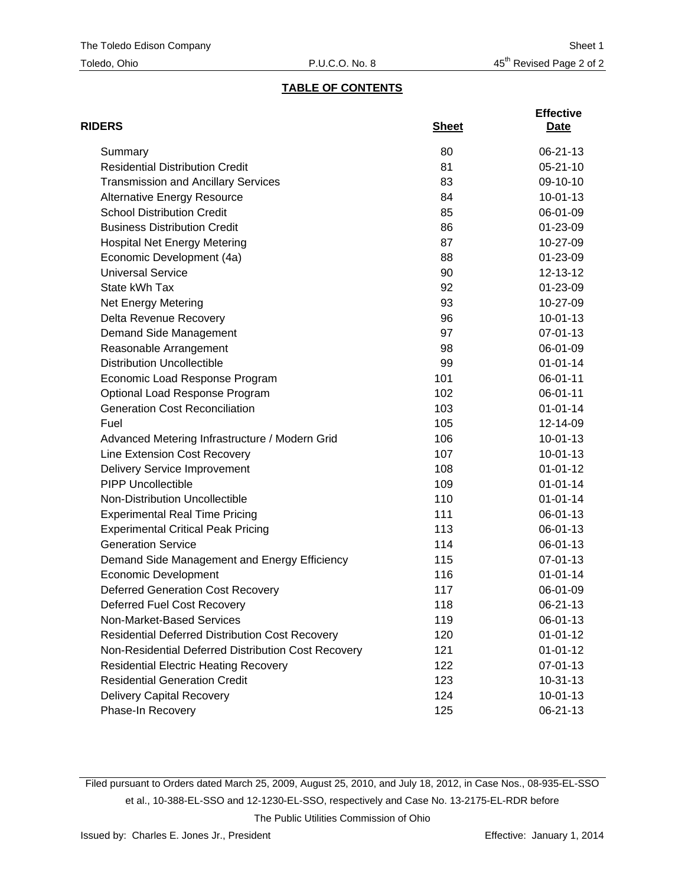## TABLE OF CONTENTS

| RIDERS | Sheet | Effective Date |
|---|---|---|
| Summary | 80 | 06-21-13 |
| Residential Distribution Credit | 81 | 05-21-10 |
| Transmission and Ancillary Services | 83 | 09-10-10 |
| Alternative Energy Resource | 84 | 10-01-13 |
| School Distribution Credit | 85 | 06-01-09 |
| Business Distribution Credit | 86 | 01-23-09 |
| Hospital Net Energy Metering | 87 | 10-27-09 |
| Economic Development (4a) | 88 | 01-23-09 |
| Universal Service | 90 | 12-13-12 |
| State kWh Tax | 92 | 01-23-09 |
| Net Energy Metering | 93 | 10-27-09 |
| Delta Revenue Recovery | 96 | 10-01-13 |
| Demand Side Management | 97 | 07-01-13 |
| Reasonable Arrangement | 98 | 06-01-09 |
| Distribution Uncollectible | 99 | 01-01-14 |
| Economic Load Response Program | 101 | 06-01-11 |
| Optional Load Response Program | 102 | 06-01-11 |
| Generation Cost Reconciliation | 103 | 01-01-14 |
| Fuel | 105 | 12-14-09 |
| Advanced Metering Infrastructure / Modern Grid | 106 | 10-01-13 |
| Line Extension Cost Recovery | 107 | 10-01-13 |
| Delivery Service Improvement | 108 | 01-01-12 |
| PIPP Uncollectible | 109 | 01-01-14 |
| Non-Distribution Uncollectible | 110 | 01-01-14 |
| Experimental Real Time Pricing | 111 | 06-01-13 |
| Experimental Critical Peak Pricing | 113 | 06-01-13 |
| Generation Service | 114 | 06-01-13 |
| Demand Side Management and Energy Efficiency | 115 | 07-01-13 |
| Economic Development | 116 | 01-01-14 |
| Deferred Generation Cost Recovery | 117 | 06-01-09 |
| Deferred Fuel Cost Recovery | 118 | 06-21-13 |
| Non-Market-Based Services | 119 | 06-01-13 |
| Residential Deferred Distribution Cost Recovery | 120 | 01-01-12 |
| Non-Residential Deferred Distribution Cost Recovery | 121 | 01-01-12 |
| Residential Electric Heating Recovery | 122 | 07-01-13 |
| Residential Generation Credit | 123 | 10-31-13 |
| Delivery Capital Recovery | 124 | 10-01-13 |
| Phase-In Recovery | 125 | 06-21-13 |

Filed pursuant to Orders dated March 25, 2009, August 25, 2010, and July 18, 2012, in Case Nos., 08-935-EL-SSO et al., 10-388-EL-SSO and 12-1230-EL-SSO, respectively and Case No. 13-2175-EL-RDR before The Public Utilities Commission of Ohio

Issued by: Charles E. Jones Jr., President

Effective: January 1, 2014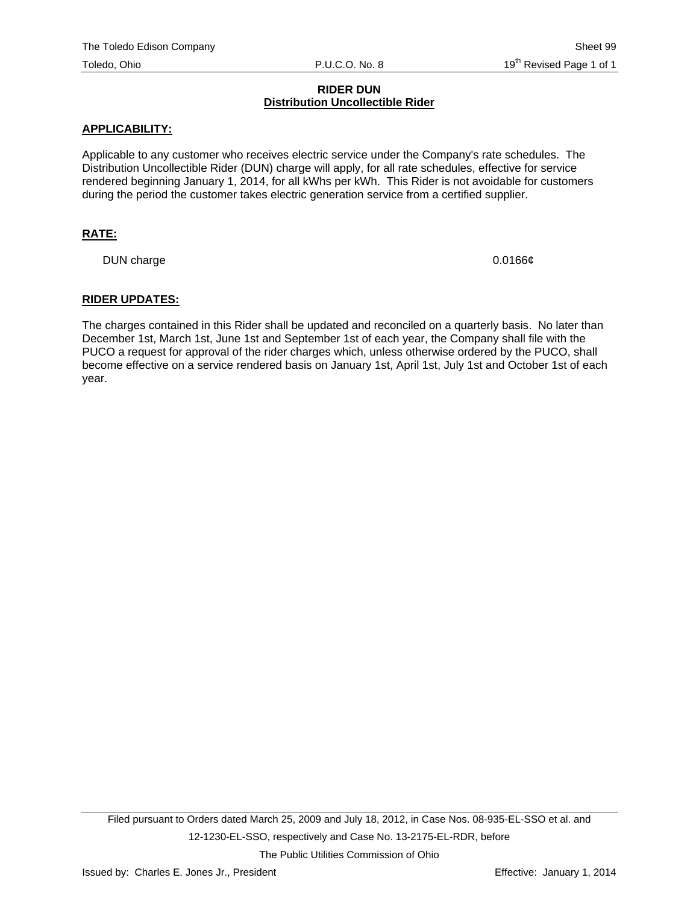## RIDER DUN
## Distribution Uncollectible Rider

**APPLICABILITY:**

Applicable to any customer who receives electric service under the Company's rate schedules. The Distribution Uncollectible Rider (DUN) charge will apply, for all rate schedules, effective for service rendered beginning January 1, 2014, for all kWhs per kWh. This Rider is not avoidable for customers during the period the customer takes electric generation service from a certified supplier.

**RATE:**

| | |
|---|---|
| DUN charge | 0.0166¢ |

**RIDER UPDATES:**

The charges contained in this Rider shall be updated and reconciled on a quarterly basis. No later than December 1st, March 1st, June 1st and September 1st of each year, the Company shall file with the PUCO a request for approval of the rider charges which, unless otherwise ordered by the PUCO, shall become effective on a service rendered basis on January 1st, April 1st, July 1st and October 1st of each year.

Filed pursuant to Orders dated March 25, 2009 and July 18, 2012, in Case Nos. 08-935-EL-SSO et al. and 12-1230-EL-SSO, respectively and Case No. 13-2175-EL-RDR, before The Public Utilities Commission of Ohio

Issued by: Charles E. Jones Jr., President

Effective: January 1, 2014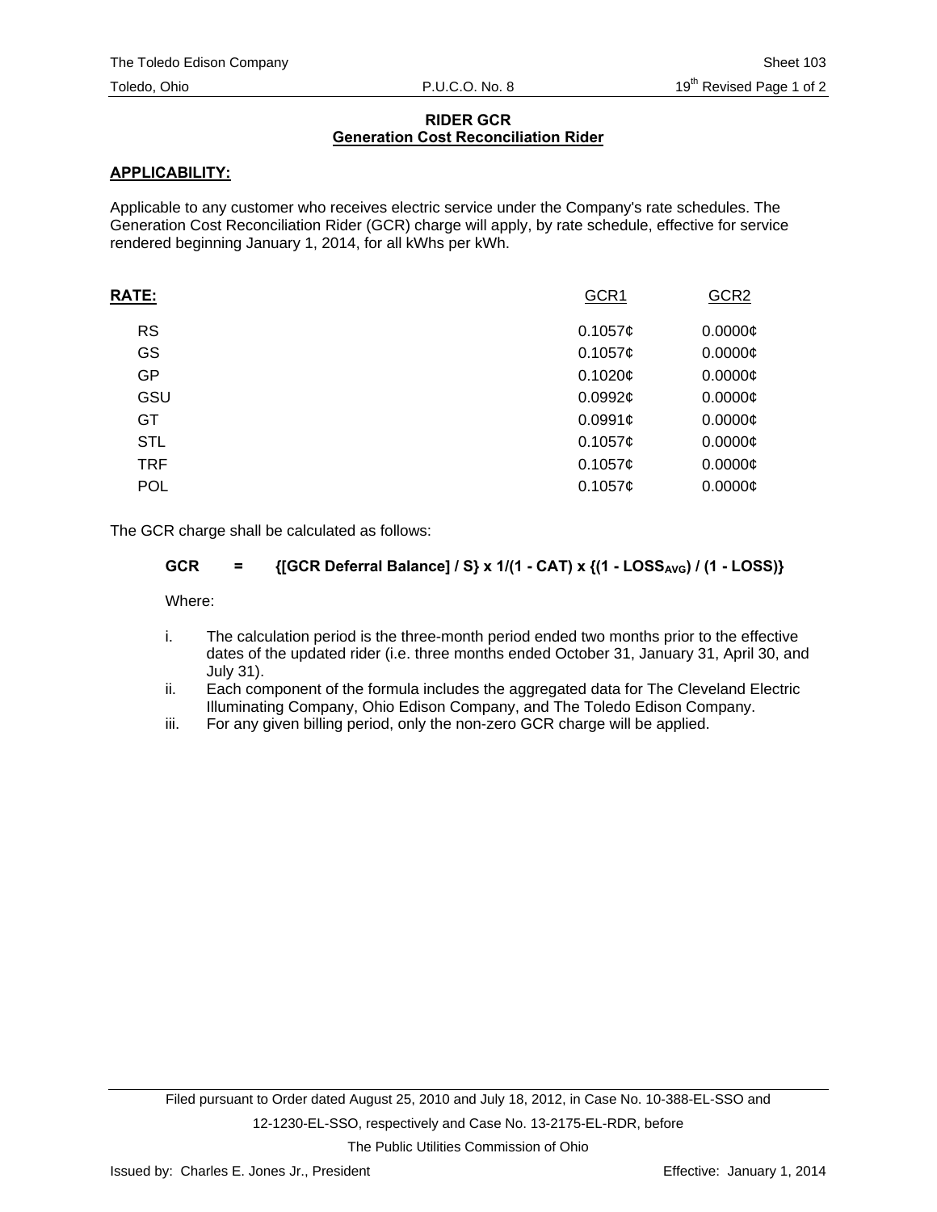# RIDER GCR

## Generation Cost Reconciliation Rider

**APPLICABILITY:**

Applicable to any customer who receives electric service under the Company's rate schedules. The Generation Cost Reconciliation Rider (GCR) charge will apply, by rate schedule, effective for service rendered beginning January 1, 2014, for all kWhs per kWh.

| **RATE:** | GCR1 | GCR2 |
|---|---|---|
| RS | 0.1057¢ | 0.0000¢ |
| GS | 0.1057¢ | 0.0000¢ |
| GP | 0.1020¢ | 0.0000¢ |
| GSU | 0.0992¢ | 0.0000¢ |
| GT | 0.0991¢ | 0.0000¢ |
| STL | 0.1057¢ | 0.0000¢ |
| TRF | 0.1057¢ | 0.0000¢ |
| POL | 0.1057¢ | 0.0000¢ |

The GCR charge shall be calculated as follows:

$$\textbf{GCR} = \{[\text{GCR Deferral Balance}] / S\} \times 1/(1 - CAT) \times \{(1 - LOSS_{AVG}) / (1 - LOSS)\}$$

Where:

i. The calculation period is the three-month period ended two months prior to the effective dates of the updated rider (i.e. three months ended October 31, January 31, April 30, and July 31).

ii. Each component of the formula includes the aggregated data for The Cleveland Electric Illuminating Company, Ohio Edison Company, and The Toledo Edison Company.

iii. For any given billing period, only the non-zero GCR charge will be applied.

Filed pursuant to Order dated August 25, 2010 and July 18, 2012, in Case No. 10-388-EL-SSO and 12-1230-EL-SSO, respectively and Case No. 13-2175-EL-RDR, before The Public Utilities Commission of Ohio

Issued by: Charles E. Jones Jr., President

Effective: January 1, 2014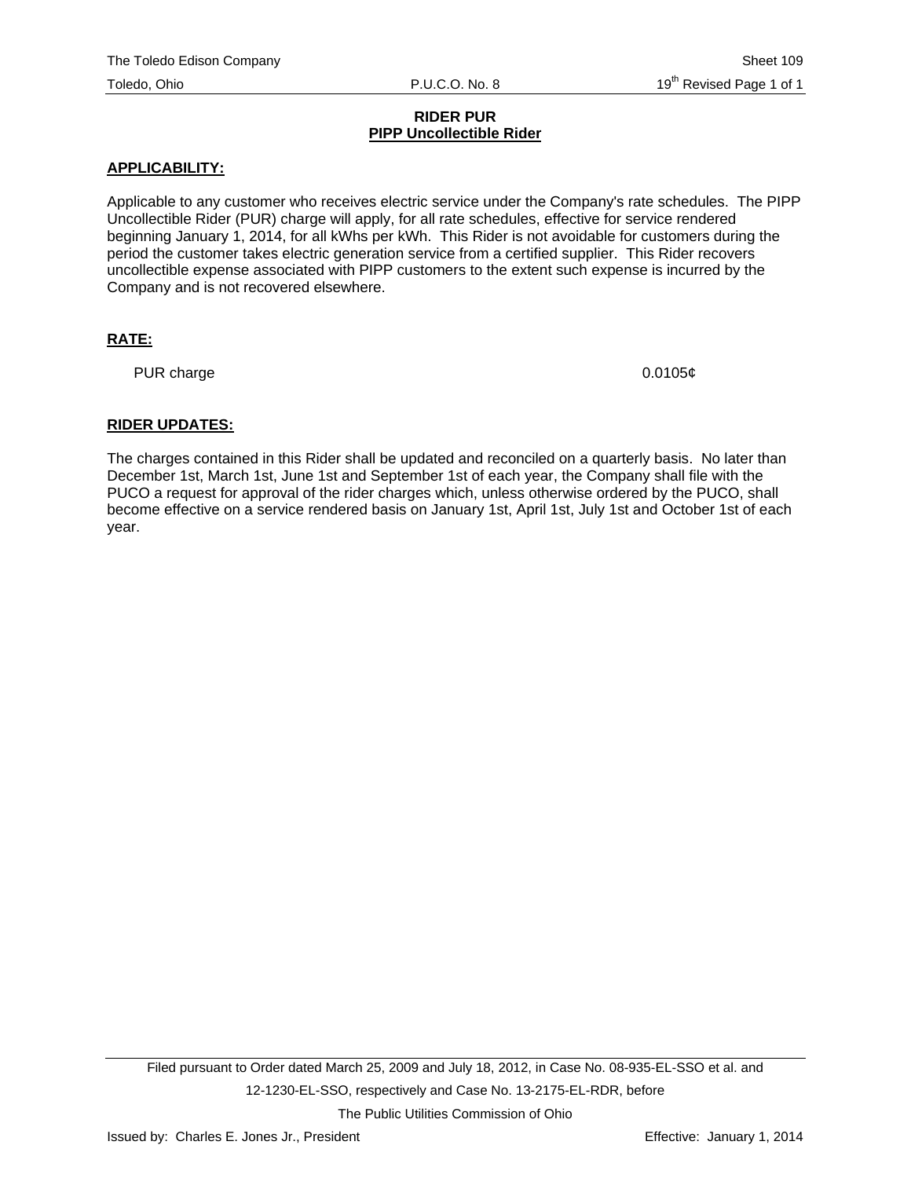# RIDER PUR
## PIPP Uncollectible Rider

### APPLICABILITY:

Applicable to any customer who receives electric service under the Company's rate schedules. The PIPP Uncollectible Rider (PUR) charge will apply, for all rate schedules, effective for service rendered beginning January 1, 2014, for all kWhs per kWh. This Rider is not avoidable for customers during the period the customer takes electric generation service from a certified supplier. This Rider recovers uncollectible expense associated with PIPP customers to the extent such expense is incurred by the Company and is not recovered elsewhere.

### RATE:

| | |
|---|---|
| PUR charge | 0.0105¢ |

### RIDER UPDATES:

The charges contained in this Rider shall be updated and reconciled on a quarterly basis. No later than December 1st, March 1st, June 1st and September 1st of each year, the Company shall file with the PUCO a request for approval of the rider charges which, unless otherwise ordered by the PUCO, shall become effective on a service rendered basis on January 1st, April 1st, July 1st and October 1st of each year.

Filed pursuant to Order dated March 25, 2009 and July 18, 2012, in Case No. 08-935-EL-SSO et al. and 12-1230-EL-SSO, respectively and Case No. 13-2175-EL-RDR, before The Public Utilities Commission of Ohio

Issued by: Charles E. Jones Jr., President

Effective: January 1, 2014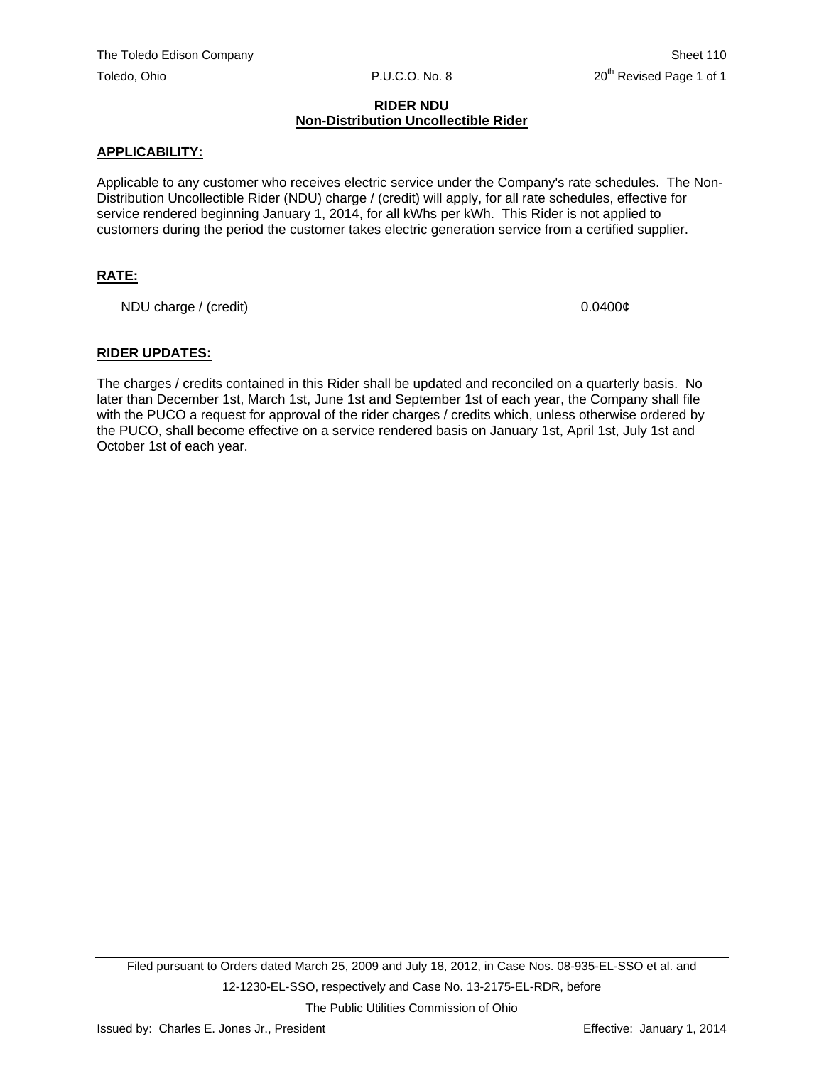# RIDER NDU
## Non-Distribution Uncollectible Rider

**APPLICABILITY:**

Applicable to any customer who receives electric service under the Company's rate schedules. The Non-Distribution Uncollectible Rider (NDU) charge / (credit) will apply, for all rate schedules, effective for service rendered beginning January 1, 2014, for all kWhs per kWh. This Rider is not applied to customers during the period the customer takes electric generation service from a certified supplier.

**RATE:**

| | |
|---|---|
| NDU charge / (credit) | 0.0400¢ |

**RIDER UPDATES:**

The charges / credits contained in this Rider shall be updated and reconciled on a quarterly basis. No later than December 1st, March 1st, June 1st and September 1st of each year, the Company shall file with the PUCO a request for approval of the rider charges / credits which, unless otherwise ordered by the PUCO, shall become effective on a service rendered basis on January 1st, April 1st, July 1st and October 1st of each year.

Filed pursuant to Orders dated March 25, 2009 and July 18, 2012, in Case Nos. 08-935-EL-SSO et al. and 12-1230-EL-SSO, respectively and Case No. 13-2175-EL-RDR, before The Public Utilities Commission of Ohio

Issued by: Charles E. Jones Jr., President

Effective: January 1, 2014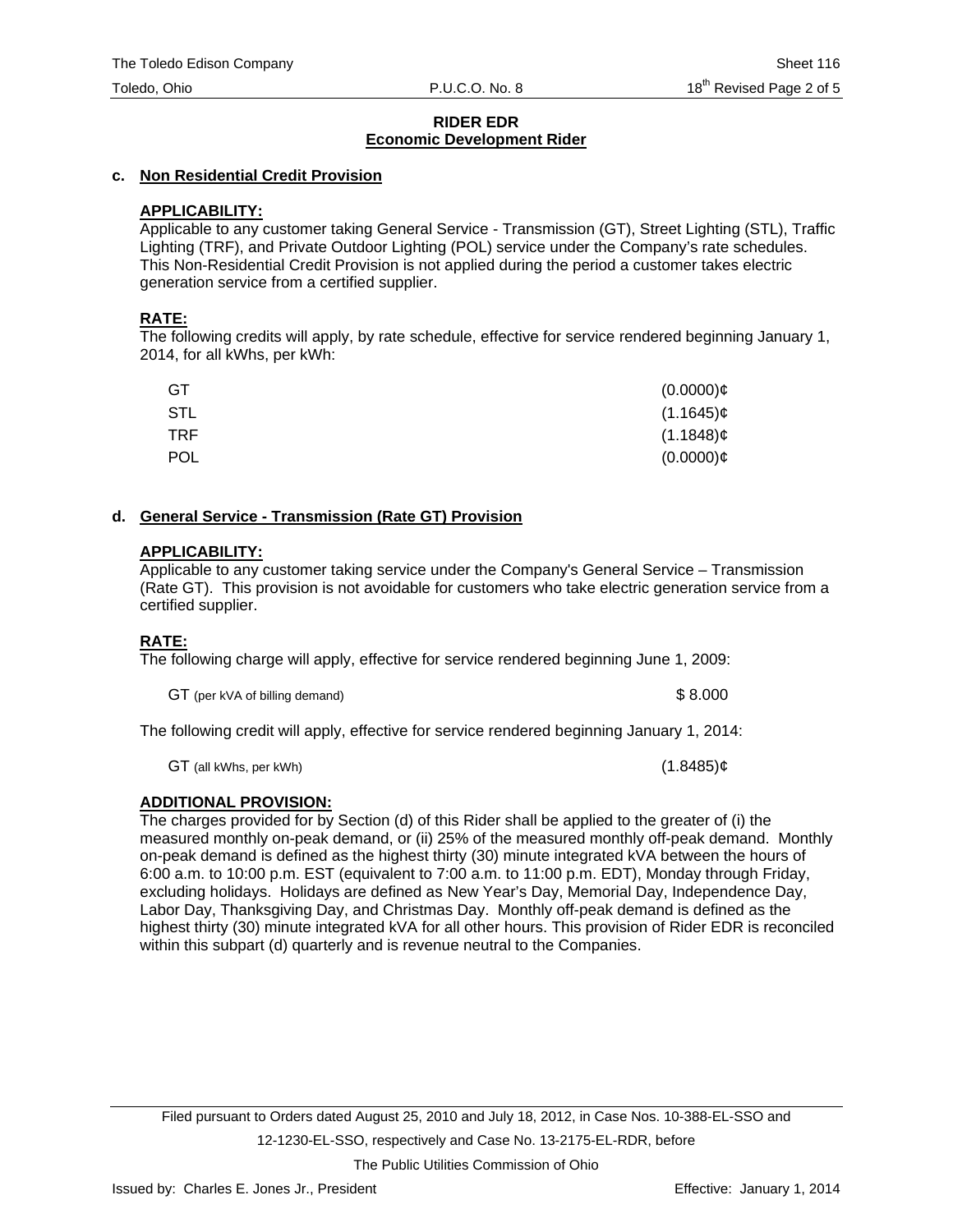**RIDER EDR**
**Economic Development Rider**

**c. Non Residential Credit Provision**

**APPLICABILITY:**
Applicable to any customer taking General Service - Transmission (GT), Street Lighting (STL), Traffic Lighting (TRF), and Private Outdoor Lighting (POL) service under the Company's rate schedules. This Non-Residential Credit Provision is not applied during the period a customer takes electric generation service from a certified supplier.

**RATE:**
The following credits will apply, by rate schedule, effective for service rendered beginning January 1, 2014, for all kWhs, per kWh:

| | |
|---|---|
| GT | (0.0000)¢ |
| STL | (1.1645)¢ |
| TRF | (1.1848)¢ |
| POL | (0.0000)¢ |

**d. General Service - Transmission (Rate GT) Provision**

**APPLICABILITY:**
Applicable to any customer taking service under the Company's General Service – Transmission (Rate GT). This provision is not avoidable for customers who take electric generation service from a certified supplier.

**RATE:**
The following charge will apply, effective for service rendered beginning June 1, 2009:

| | |
|---|---|
| GT (per kVA of billing demand) | $ 8.000 |

The following credit will apply, effective for service rendered beginning January 1, 2014:

| | |
|---|---|
| GT (all kWhs, per kWh) | (1.8485)¢ |

**ADDITIONAL PROVISION:**
The charges provided for by Section (d) of this Rider shall be applied to the greater of (i) the measured monthly on-peak demand, or (ii) 25% of the measured monthly off-peak demand. Monthly on-peak demand is defined as the highest thirty (30) minute integrated kVA between the hours of 6:00 a.m. to 10:00 p.m. EST (equivalent to 7:00 a.m. to 11:00 p.m. EDT), Monday through Friday, excluding holidays. Holidays are defined as New Year's Day, Memorial Day, Independence Day, Labor Day, Thanksgiving Day, and Christmas Day. Monthly off-peak demand is defined as the highest thirty (30) minute integrated kVA for all other hours. This provision of Rider EDR is reconciled within this subpart (d) quarterly and is revenue neutral to the Companies.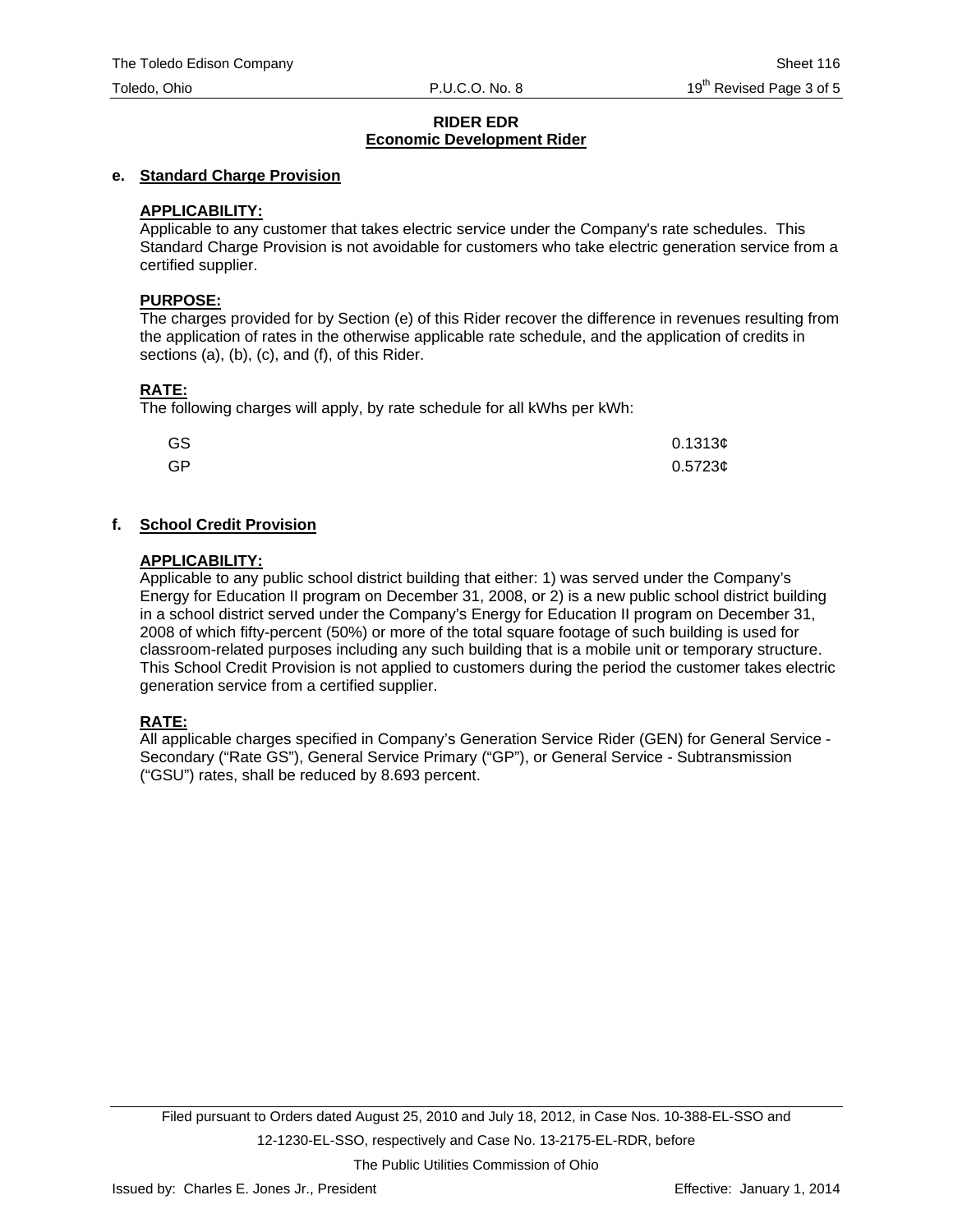**RIDER EDR**
**Economic Development Rider**

**e. Standard Charge Provision**

**APPLICABILITY:**
Applicable to any customer that takes electric service under the Company's rate schedules. This Standard Charge Provision is not avoidable for customers who take electric generation service from a certified supplier.

**PURPOSE:**
The charges provided for by Section (e) of this Rider recover the difference in revenues resulting from the application of rates in the otherwise applicable rate schedule, and the application of credits in sections (a), (b), (c), and (f), of this Rider.

**RATE:**
The following charges will apply, by rate schedule for all kWhs per kWh:

| | |
|---|---|
| GS | 0.1313¢ |
| GP | 0.5723¢ |

**f. School Credit Provision**

**APPLICABILITY:**
Applicable to any public school district building that either: 1) was served under the Company's Energy for Education II program on December 31, 2008, or 2) is a new public school district building in a school district served under the Company's Energy for Education II program on December 31, 2008 of which fifty-percent (50%) or more of the total square footage of such building is used for classroom-related purposes including any such building that is a mobile unit or temporary structure. This School Credit Provision is not applied to customers during the period the customer takes electric generation service from a certified supplier.

**RATE:**
All applicable charges specified in Company's Generation Service Rider (GEN) for General Service - Secondary ("Rate GS"), General Service Primary ("GP"), or General Service - Subtransmission ("GSU") rates, shall be reduced by 8.693 percent.

Filed pursuant to Orders dated August 25, 2010 and July 18, 2012, in Case Nos. 10-388-EL-SSO and 12-1230-EL-SSO, respectively and Case No. 13-2175-EL-RDR, before The Public Utilities Commission of Ohio

Issued by: Charles E. Jones Jr., President Effective: January 1, 2014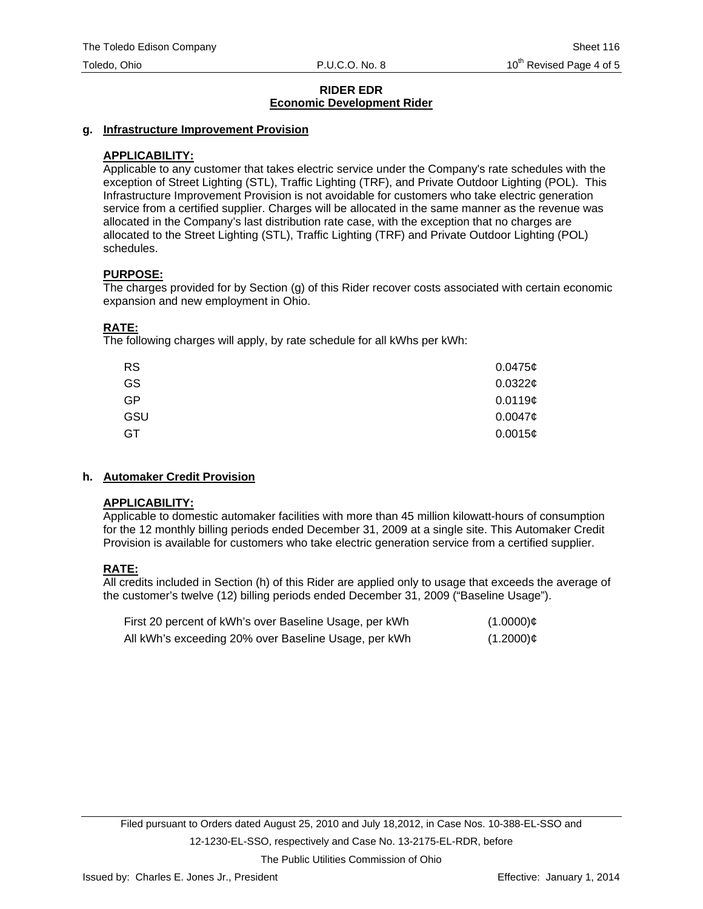**RIDER EDR**
**Economic Development Rider**

**g. Infrastructure Improvement Provision**

**APPLICABILITY:**
Applicable to any customer that takes electric service under the Company's rate schedules with the exception of Street Lighting (STL), Traffic Lighting (TRF), and Private Outdoor Lighting (POL). This Infrastructure Improvement Provision is not avoidable for customers who take electric generation service from a certified supplier. Charges will be allocated in the same manner as the revenue was allocated in the Company's last distribution rate case, with the exception that no charges are allocated to the Street Lighting (STL), Traffic Lighting (TRF) and Private Outdoor Lighting (POL) schedules.

**PURPOSE:**
The charges provided for by Section (g) of this Rider recover costs associated with certain economic expansion and new employment in Ohio.

**RATE:**
The following charges will apply, by rate schedule for all kWhs per kWh:

| | |
|---|---|
| RS | 0.0475¢ |
| GS | 0.0322¢ |
| GP | 0.0119¢ |
| GSU | 0.0047¢ |
| GT | 0.0015¢ |

**h. Automaker Credit Provision**

**APPLICABILITY:**
Applicable to domestic automaker facilities with more than 45 million kilowatt-hours of consumption for the 12 monthly billing periods ended December 31, 2009 at a single site. This Automaker Credit Provision is available for customers who take electric generation service from a certified supplier.

**RATE:**
All credits included in Section (h) of this Rider are applied only to usage that exceeds the average of the customer's twelve (12) billing periods ended December 31, 2009 ("Baseline Usage").

| | |
|---|---|
| First 20 percent of kWh's over Baseline Usage, per kWh | (1.0000)¢ |
| All kWh's exceeding 20% over Baseline Usage, per kWh | (1.2000)¢ |

Filed pursuant to Orders dated August 25, 2010 and July 18,2012, in Case Nos. 10-388-EL-SSO and 12-1230-EL-SSO, respectively and Case No. 13-2175-EL-RDR, before The Public Utilities Commission of Ohio

Issued by: Charles E. Jones Jr., President

Effective: January 1, 2014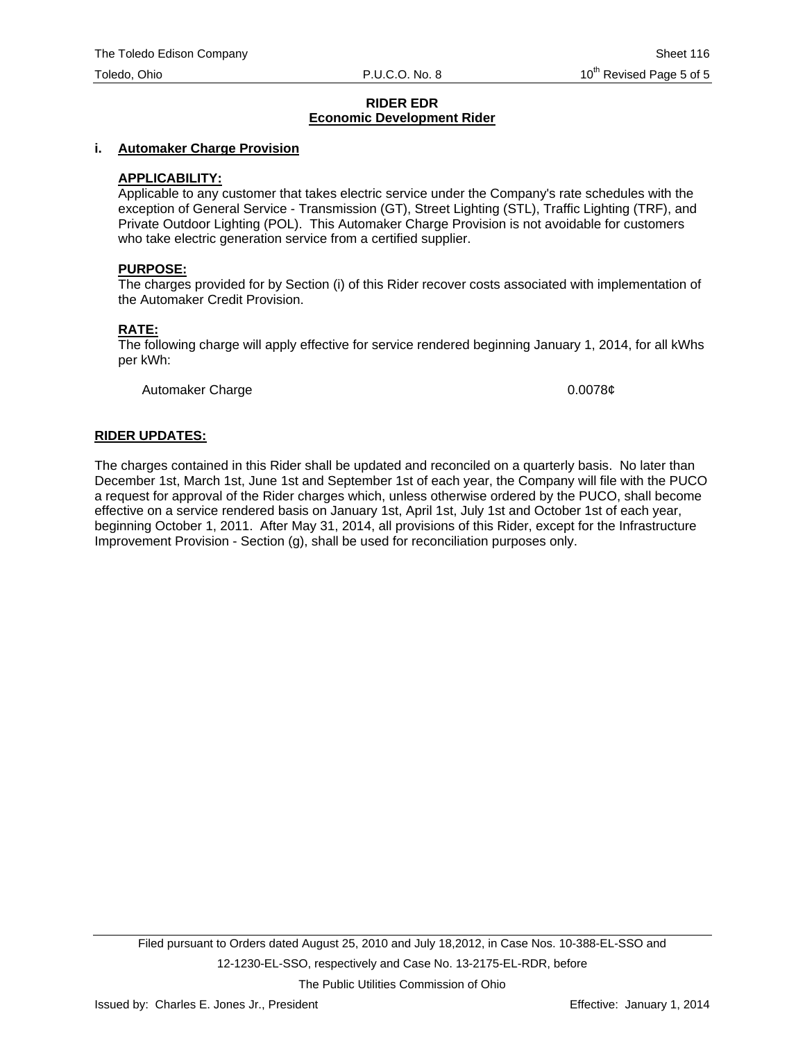**RIDER EDR**
**Economic Development Rider**

**i. Automaker Charge Provision**

**APPLICABILITY:**
Applicable to any customer that takes electric service under the Company's rate schedules with the exception of General Service - Transmission (GT), Street Lighting (STL), Traffic Lighting (TRF), and Private Outdoor Lighting (POL). This Automaker Charge Provision is not avoidable for customers who take electric generation service from a certified supplier.

**PURPOSE:**
The charges provided for by Section (i) of this Rider recover costs associated with implementation of the Automaker Credit Provision.

**RATE:**
The following charge will apply effective for service rendered beginning January 1, 2014, for all kWhs per kWh:

| | |
|---|---|
| Automaker Charge | 0.0078¢ |

**RIDER UPDATES:**

The charges contained in this Rider shall be updated and reconciled on a quarterly basis. No later than December 1st, March 1st, June 1st and September 1st of each year, the Company will file with the PUCO a request for approval of the Rider charges which, unless otherwise ordered by the PUCO, shall become effective on a service rendered basis on January 1st, April 1st, July 1st and October 1st of each year, beginning October 1, 2011. After May 31, 2014, all provisions of this Rider, except for the Infrastructure Improvement Provision - Section (g), shall be used for reconciliation purposes only.

Filed pursuant to Orders dated August 25, 2010 and July 18,2012, in Case Nos. 10-388-EL-SSO and 12-1230-EL-SSO, respectively and Case No. 13-2175-EL-RDR, before The Public Utilities Commission of Ohio

Issued by: Charles E. Jones Jr., President    Effective: January 1, 2014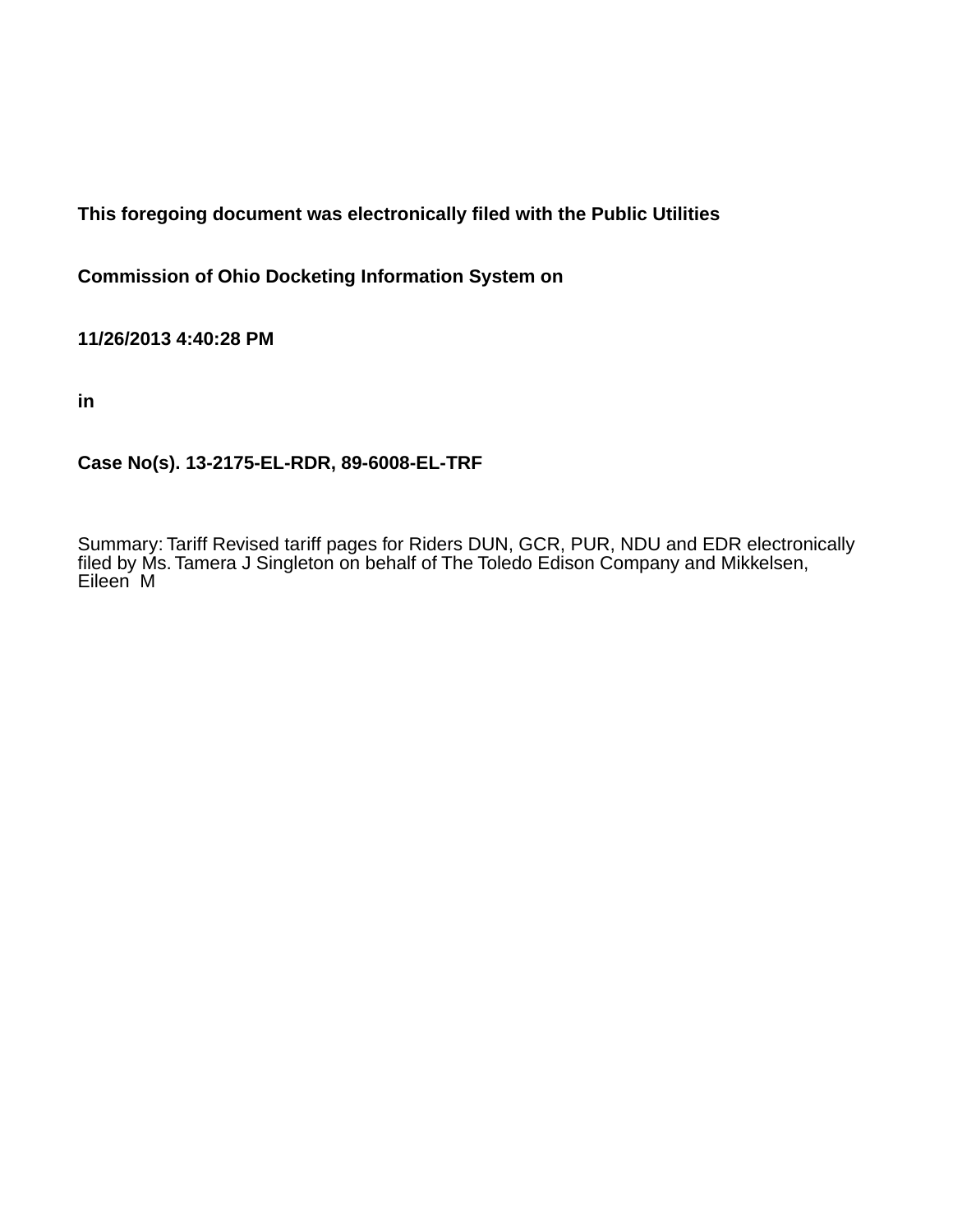**This foregoing document was electronically filed with the Public Utilities**

**Commission of Ohio Docketing Information System on**

**11/26/2013 4:40:28 PM**

**in**

**Case No(s). 13-2175-EL-RDR, 89-6008-EL-TRF**

Summary: Tariff Revised tariff pages for Riders DUN, GCR, PUR, NDU and EDR electronically filed by Ms. Tamera J Singleton on behalf of The Toledo Edison Company and Mikkelsen, Eileen M